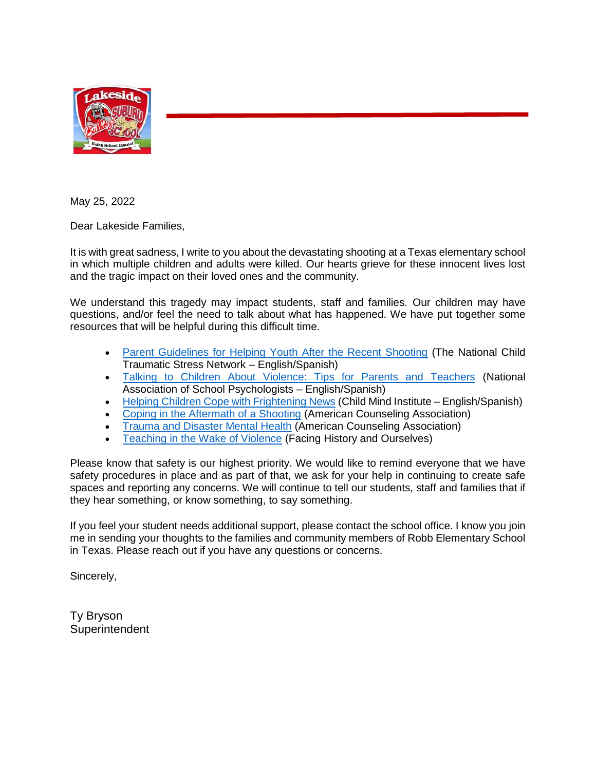May 25, 2022

Dear Lakeside Families,

It is with great sadness, I write to you about the devastating shooting at a Texas elementary school in which multiple children and adults were killed. Our hearts grieve for these innocent lives lost and the tragic impact on their loved ones and the community.

We understand this tragedy may impact students, staff and families. Our children may have questions, and/or feel the need to talk about what has happened. We have put together some resources that will be helpful during this difficult time.

- Parent Guidelines for Helping Youth After the Recent Shooting (The National Child Traumatic Stress Network – English/Spanish)
- Talking to Children About Violence: Tips for Parents and Teachers (National Association of School Psychologists – English/Spanish)
- Helping Children Cope with Frightening News (Child Mind Institute – English/Spanish)
- Coping in the Aftermath of a Shooting (American Counseling Association)
- Trauma and Disaster Mental Health (American Counseling Association)
- Teaching in the Wake of Violence (Facing History and Ourselves)

Please know that safety is our highest priority. We would like to remind everyone that we have safety procedures in place and as part of that, we ask for your help in continuing to create safe spaces and reporting any concerns. We will continue to tell our students, staff and families that if they hear something, or know something, to say something.

If you feel your student needs additional support, please contact the school office. I know you join me in sending your thoughts to the families and community members of Robb Elementary School in Texas. Please reach out if you have any questions or concerns.

Sincerely,

Ty Bryson
Superintendent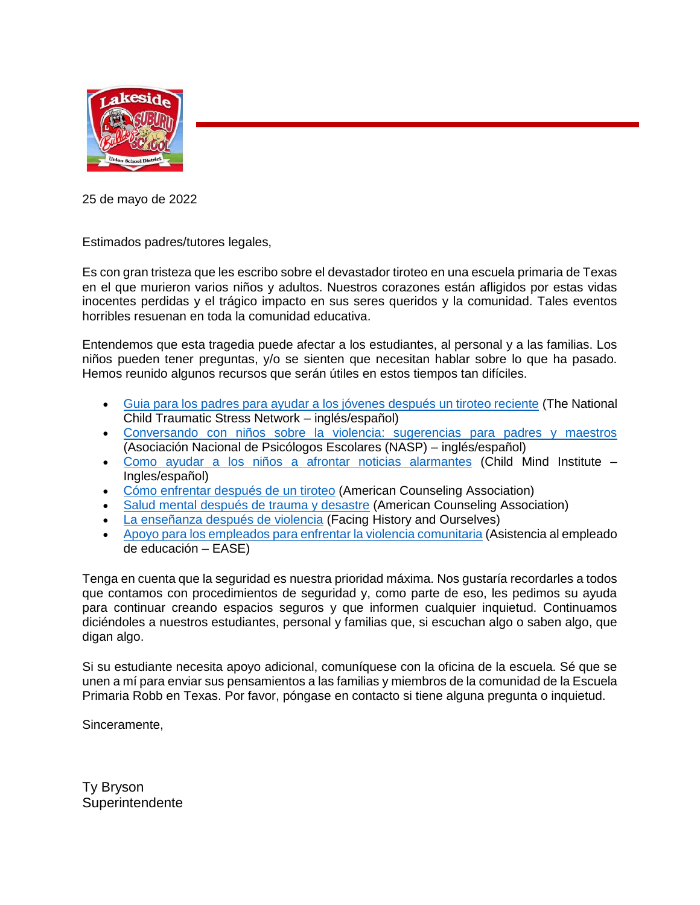25 de mayo de 2022

Estimados padres/tutores legales,

Es con gran tristeza que les escribo sobre el devastador tiroteo en una escuela primaria de Texas en el que murieron varios niños y adultos. Nuestros corazones están afligidos por estas vidas inocentes perdidas y el trágico impacto en sus seres queridos y la comunidad. Tales eventos horribles resuenan en toda la comunidad educativa.

Entendemos que esta tragedia puede afectar a los estudiantes, al personal y a las familias. Los niños pueden tener preguntas, y/o se sienten que necesitan hablar sobre lo que ha pasado. Hemos reunido algunos recursos que serán útiles en estos tiempos tan difíciles.

- Guia para los padres para ayudar a los jóvenes después un tiroteo reciente (The National Child Traumatic Stress Network – inglés/español)
- Conversando con niños sobre la violencia: sugerencias para padres y maestros (Asociación Nacional de Psicólogos Escolares (NASP) – inglés/español)
- Como ayudar a los niños a afrontar noticias alarmantes (Child Mind Institute – Ingles/español)
- Cómo enfrentar después de un tiroteo (American Counseling Association)
- Salud mental después de trauma y desastre (American Counseling Association)
- La enseñanza después de violencia (Facing History and Ourselves)
- Apoyo para los empleados para enfrentar la violencia comunitaria (Asistencia al empleado de educación – EASE)

Tenga en cuenta que la seguridad es nuestra prioridad máxima. Nos gustaría recordarles a todos que contamos con procedimientos de seguridad y, como parte de eso, les pedimos su ayuda para continuar creando espacios seguros y que informen cualquier inquietud. Continuamos diciéndoles a nuestros estudiantes, personal y familias que, si escuchan algo o saben algo, que digan algo.

Si su estudiante necesita apoyo adicional, comuníquese con la oficina de la escuela. Sé que se unen a mí para enviar sus pensamientos a las familias y miembros de la comunidad de la Escuela Primaria Robb en Texas. Por favor, póngase en contacto si tiene alguna pregunta o inquietud.

Sinceramente,

Ty Bryson
Superintendente